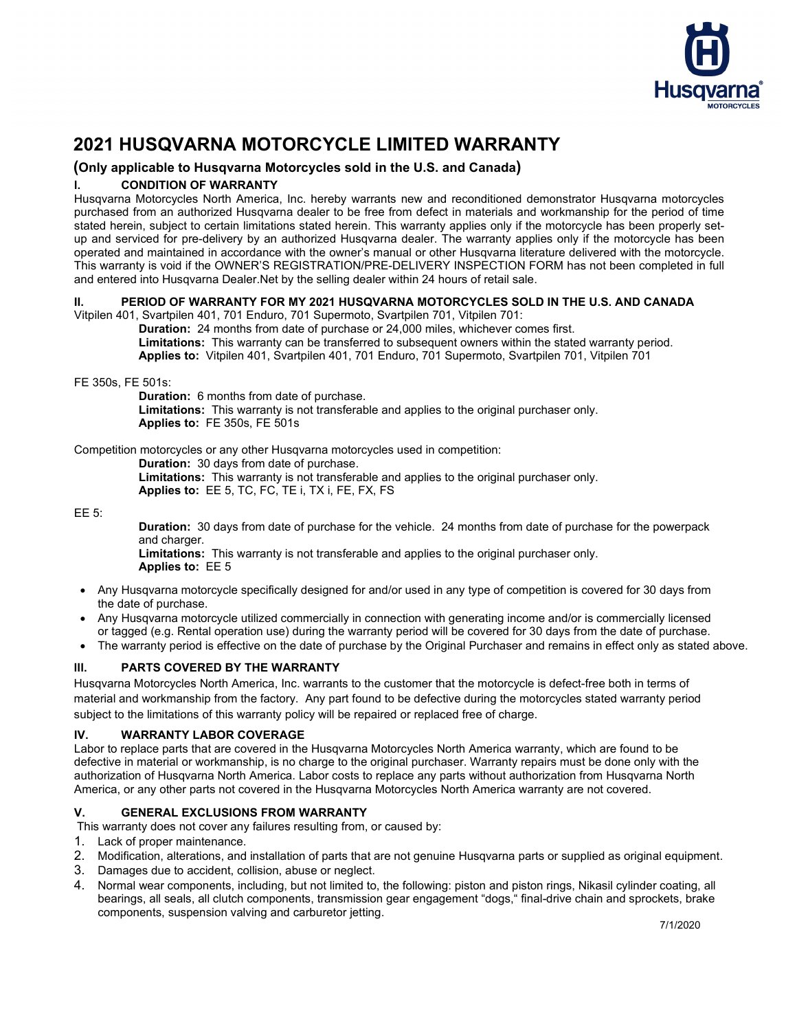# 2021 HUSQVARNA MOTORCYCLE LIMITED WARRANTY

## (Only applicable to Husqvarna Motorcycles sold in the U.S. and Canada)

### I. CONDITION OF WARRANTY

Husqvarna Motorcycles North America, Inc. hereby warrants new and reconditioned demonstrator Husqvarna motorcycles purchased from an authorized Husqvarna dealer to be free from defect in materials and workmanship for the period of time stated herein, subject to certain limitations stated herein. This warranty applies only if the motorcycle has been properly set-up and serviced for pre-delivery by an authorized Husqvarna dealer. The warranty applies only if the motorcycle has been operated and maintained in accordance with the owner's manual or other Husqvarna literature delivered with the motorcycle. This warranty is void if the OWNER'S REGISTRATION/PRE-DELIVERY INSPECTION FORM has not been completed in full and entered into Husqvarna Dealer.Net by the selling dealer within 24 hours of retail sale.

### II. PERIOD OF WARRANTY FOR MY 2021 HUSQVARNA MOTORCYCLES SOLD IN THE U.S. AND CANADA

Vitpilen 401, Svartpilen 401, 701 Enduro, 701 Supermoto, Svartpilen 701, Vitpilen 701:

**Duration:** 24 months from date of purchase or 24,000 miles, whichever comes first.
**Limitations:** This warranty can be transferred to subsequent owners within the stated warranty period.
**Applies to:** Vitpilen 401, Svartpilen 401, 701 Enduro, 701 Supermoto, Svartpilen 701, Vitpilen 701

FE 350s, FE 501s:

**Duration:** 6 months from date of purchase.
**Limitations:** This warranty is not transferable and applies to the original purchaser only.
**Applies to:** FE 350s, FE 501s

Competition motorcycles or any other Husqvarna motorcycles used in competition:

**Duration:** 30 days from date of purchase.
**Limitations:** This warranty is not transferable and applies to the original purchaser only.
**Applies to:** EE 5, TC, FC, TE i, TX i, FE, FX, FS

EE 5:

**Duration:** 30 days from date of purchase for the vehicle. 24 months from date of purchase for the powerpack and charger.
**Limitations:** This warranty is not transferable and applies to the original purchaser only.
**Applies to:** EE 5

- Any Husqvarna motorcycle specifically designed for and/or used in any type of competition is covered for 30 days from the date of purchase.
- Any Husqvarna motorcycle utilized commercially in connection with generating income and/or is commercially licensed or tagged (e.g. Rental operation use) during the warranty period will be covered for 30 days from the date of purchase.
- The warranty period is effective on the date of purchase by the Original Purchaser and remains in effect only as stated above.

### III. PARTS COVERED BY THE WARRANTY

Husqvarna Motorcycles North America, Inc. warrants to the customer that the motorcycle is defect-free both in terms of material and workmanship from the factory. Any part found to be defective during the motorcycles stated warranty period subject to the limitations of this warranty policy will be repaired or replaced free of charge.

### IV. WARRANTY LABOR COVERAGE

Labor to replace parts that are covered in the Husqvarna Motorcycles North America warranty, which are found to be defective in material or workmanship, is no charge to the original purchaser. Warranty repairs must be done only with the authorization of Husqvarna North America. Labor costs to replace any parts without authorization from Husqvarna North America, or any other parts not covered in the Husqvarna Motorcycles North America warranty are not covered.

### V. GENERAL EXCLUSIONS FROM WARRANTY

This warranty does not cover any failures resulting from, or caused by:

1. Lack of proper maintenance.
2. Modification, alterations, and installation of parts that are not genuine Husqvarna parts or supplied as original equipment.
3. Damages due to accident, collision, abuse or neglect.
4. Normal wear components, including, but not limited to, the following: piston and piston rings, Nikasil cylinder coating, all bearings, all seals, all clutch components, transmission gear engagement "dogs," final-drive chain and sprockets, brake components, suspension valving and carburetor jetting.

7/1/2020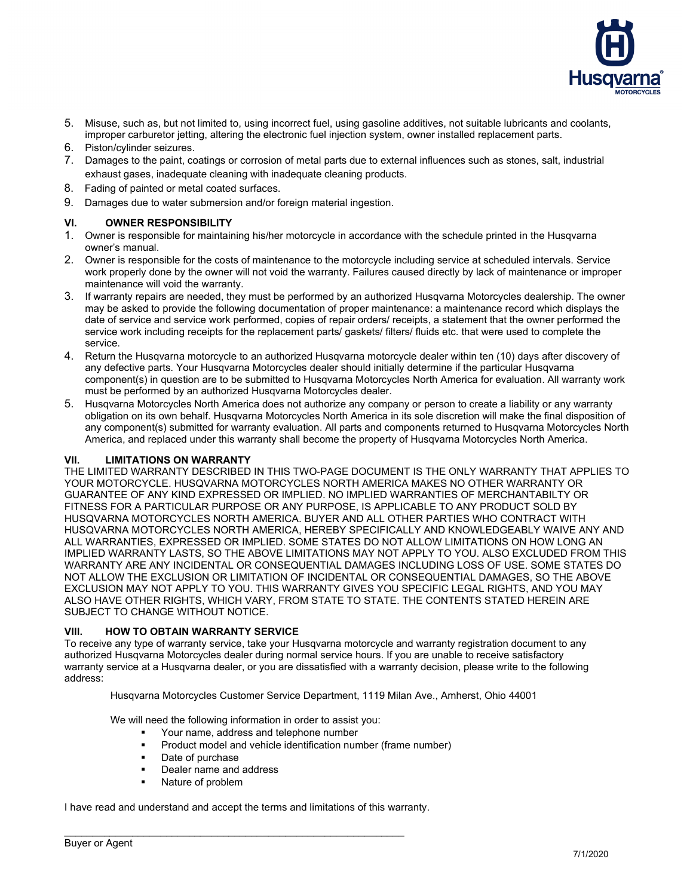5. Misuse, such as, but not limited to, using incorrect fuel, using gasoline additives, not suitable lubricants and coolants, improper carburetor jetting, altering the electronic fuel injection system, owner installed replacement parts.
6. Piston/cylinder seizures.
7. Damages to the paint, coatings or corrosion of metal parts due to external influences such as stones, salt, industrial exhaust gases, inadequate cleaning with inadequate cleaning products.
8. Fading of painted or metal coated surfaces.
9. Damages due to water submersion and/or foreign material ingestion.

## VI. OWNER RESPONSIBILITY

1. Owner is responsible for maintaining his/her motorcycle in accordance with the schedule printed in the Husqvarna owner's manual.
2. Owner is responsible for the costs of maintenance to the motorcycle including service at scheduled intervals. Service work properly done by the owner will not void the warranty. Failures caused directly by lack of maintenance or improper maintenance will void the warranty.
3. If warranty repairs are needed, they must be performed by an authorized Husqvarna Motorcycles dealership. The owner may be asked to provide the following documentation of proper maintenance: a maintenance record which displays the date of service and service work performed, copies of repair orders/ receipts, a statement that the owner performed the service work including receipts for the replacement parts/ gaskets/ filters/ fluids etc. that were used to complete the service.
4. Return the Husqvarna motorcycle to an authorized Husqvarna motorcycle dealer within ten (10) days after discovery of any defective parts. Your Husqvarna Motorcycles dealer should initially determine if the particular Husqvarna component(s) in question are to be submitted to Husqvarna Motorcycles North America for evaluation. All warranty work must be performed by an authorized Husqvarna Motorcycles dealer.
5. Husqvarna Motorcycles North America does not authorize any company or person to create a liability or any warranty obligation on its own behalf. Husqvarna Motorcycles North America in its sole discretion will make the final disposition of any component(s) submitted for warranty evaluation. All parts and components returned to Husqvarna Motorcycles North America, and replaced under this warranty shall become the property of Husqvarna Motorcycles North America.

## VII. LIMITATIONS ON WARRANTY

THE LIMITED WARRANTY DESCRIBED IN THIS TWO-PAGE DOCUMENT IS THE ONLY WARRANTY THAT APPLIES TO YOUR MOTORCYCLE. HUSQVARNA MOTORCYCLES NORTH AMERICA MAKES NO OTHER WARRANTY OR GUARANTEE OF ANY KIND EXPRESSED OR IMPLIED. NO IMPLIED WARRANTIES OF MERCHANTABILTY OR FITNESS FOR A PARTICULAR PURPOSE OR ANY PURPOSE, IS APPLICABLE TO ANY PRODUCT SOLD BY HUSQVARNA MOTORCYCLES NORTH AMERICA. BUYER AND ALL OTHER PARTIES WHO CONTRACT WITH HUSQVARNA MOTORCYCLES NORTH AMERICA, HEREBY SPECIFICALLY AND KNOWLEDGEABLY WAIVE ANY AND ALL WARRANTIES, EXPRESSED OR IMPLIED. SOME STATES DO NOT ALLOW LIMITATIONS ON HOW LONG AN IMPLIED WARRANTY LASTS, SO THE ABOVE LIMITATIONS MAY NOT APPLY TO YOU. ALSO EXCLUDED FROM THIS WARRANTY ARE ANY INCIDENTAL OR CONSEQUENTIAL DAMAGES INCLUDING LOSS OF USE. SOME STATES DO NOT ALLOW THE EXCLUSION OR LIMITATION OF INCIDENTAL OR CONSEQUENTIAL DAMAGES, SO THE ABOVE EXCLUSION MAY NOT APPLY TO YOU. THIS WARRANTY GIVES YOU SPECIFIC LEGAL RIGHTS, AND YOU MAY ALSO HAVE OTHER RIGHTS, WHICH VARY, FROM STATE TO STATE. THE CONTENTS STATED HEREIN ARE SUBJECT TO CHANGE WITHOUT NOTICE.

## VIII. HOW TO OBTAIN WARRANTY SERVICE

To receive any type of warranty service, take your Husqvarna motorcycle and warranty registration document to any authorized Husqvarna Motorcycles dealer during normal service hours. If you are unable to receive satisfactory warranty service at a Husqvarna dealer, or you are dissatisfied with a warranty decision, please write to the following address:

Husqvarna Motorcycles Customer Service Department, 1119 Milan Ave., Amherst, Ohio 44001

We will need the following information in order to assist you:

- Your name, address and telephone number
- Product model and vehicle identification number (frame number)
- Date of purchase
- Dealer name and address
- Nature of problem

I have read and understand and accept the terms and limitations of this warranty.

______________________________________________________________

Buyer or Agent

7/1/2020